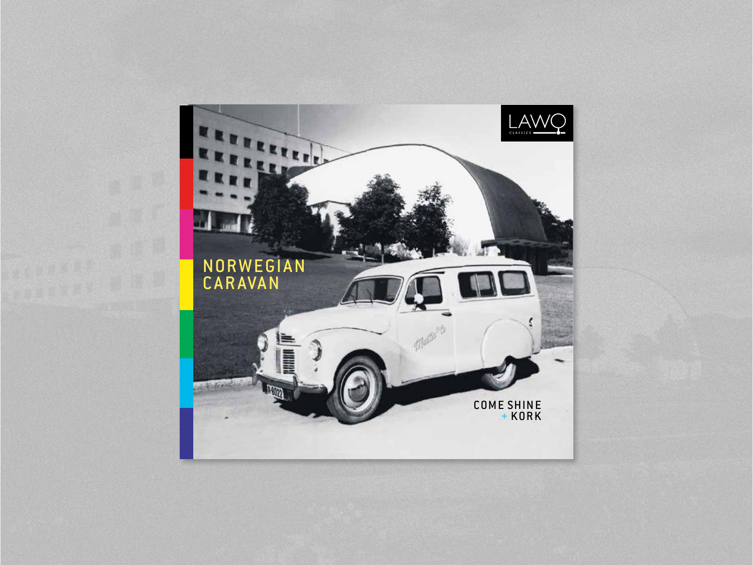# NORWEGIAN CARAVAN

LAWO CLASSICS

COME SHINE + KORK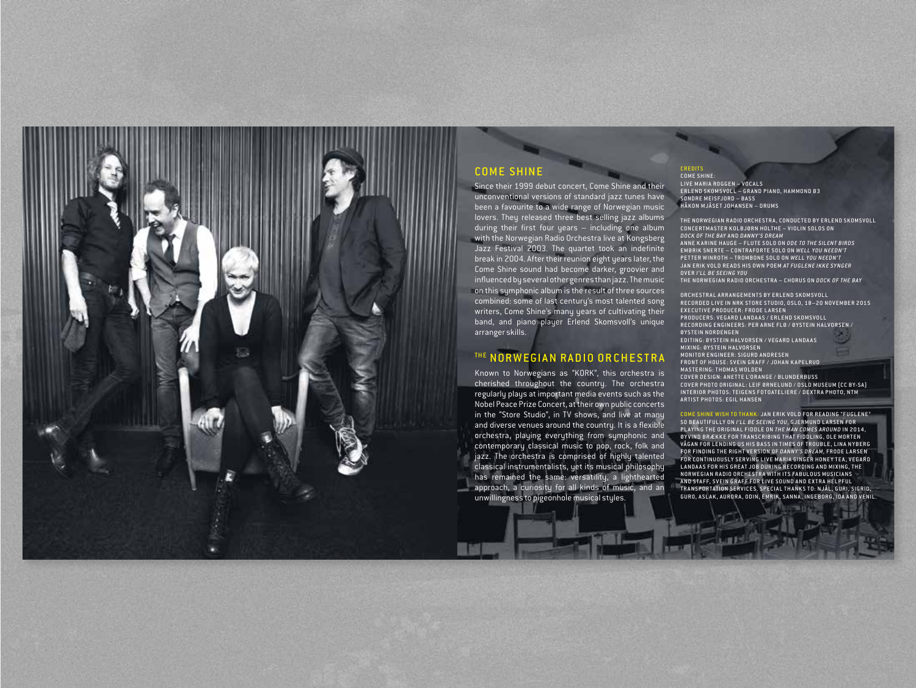## COME SHINE

Since their 1999 debut concert, Come Shine and their unconventional versions of standard jazz tunes have been a favourite to a wide range of Norwegian music lovers. They released three best selling jazz albums during their first four years – including one album with the Norwegian Radio Orchestra live at Kongsberg Jazz Festival 2003. The quartet took an indefinite break in 2004. After their reunion eight years later, the Come Shine sound had become darker, groovier and influenced by several other genres than jazz. The music on this symphonic album is the result of three sources combined: some of last century's most talented song writers, Come Shine's many years of cultivating their band, and piano player Erlend Skomsvoll's unique arranger skills.

## THE NORWEGIAN RADIO ORCHESTRA

Known to Norwegians as "KORK", this orchestra is cherished throughout the country. The orchestra regularly plays at important media events such as the Nobel Peace Prize Concert, at their own public concerts in the "Store Studio", in TV shows, and live at many and diverse venues around the country. It is a flexible orchestra, playing everything from symphonic and contemporary classical music to pop, rock, folk and jazz. The orchestra is comprised of highly talented classical instrumentalists, yet its musical philosophy has remained the same: versatility, a lighthearted approach, a curiosity for all kinds of music, and an unwillingness to pigeonhole musical styles.

### CREDITS

COME SHINE:
LIVE MARIA ROGGEN – VOCALS
ERLEND SKOMSVOLL – GRAND PIANO, HAMMOND B3
SONDRE MEISFJORD – BASS
HÅKON MJÅSET JOHANSEN – DRUMS

THE NORWEGIAN RADIO ORCHESTRA, CONDUCTED BY ERLEND SKOMSVOLL
CONCERTMASTER KOLBJØRN HOLTHE – VIOLIN SOLOS ON *DOCK OF THE BAY* AND *DANNY'S DREAM*
ANNE KARINE HAUGE – FLUTE SOLO ON *ODE TO THE SILENT BIRDS*
EMBRIK SNERTE – CONTRAFORTE SOLO ON *WELL YOU NEEDN'T*
PETTER WINROTH – TROMBONE SOLO ON *WELL YOU NEEDN'T*
JAN ERIK VOLD READS HIS OWN POEM *AT FUGLENE IKKE SYNGER* OVER *I'LL BE SEEING YOU*
THE NORWEGIAN RADIO ORCHESTRA – CHORUS ON *DOCK OF THE BAY*

ORCHESTRAL ARRANGEMENTS BY ERLEND SKOMSVOLL
RECORDED LIVE IN NRK STORE STUDIO, OSLO, 18–20 NOVEMBER 2015
EXECUTIVE PRODUCER: FRODE LARSEN
PRODUCERS: VEGARD LANDAAS / ERLEND SKOMSVOLL
RECORDING ENGINEERS: PER ARNE FLØ / ØYSTEIN HALVORSEN / ØYSTEIN NORDENGEN
EDITING: ØYSTEIN HALVORSEN / VEGARD LANDAAS
MIXING: ØYSTEIN HALVORSEN
MONITOR ENGINEER: SIGURD ANDRESEN
FRONT OF HOUSE: SVEIN GRAFF / JOHAN KAPELRUD
MASTERING: THOMAS WOLDEN
COVER DESIGN: ANETTE L'ORANGE / BLUNDERBUSS
COVER PHOTO ORIGINAL: LEIF ØRNELUND / OSLO MUSEUM (CC BY-SA)
INTERIOR PHOTOS: TEIGENS FOTOATELIERE / DEXTRA PHOTO, NTM
ARTIST PHOTOS: EGIL HANSEN

COME SHINE WISH TO THANK: JAN ERIK VOLD FOR READING "FUGLENE" SO BEAUTIFULLY ON *I'LL BE SEEING YOU*, GJERMUND LARSEN FOR PLAYING THE ORIGINAL FIDDLE ON *THE MAN COMES AROUND* IN 2014, ØYVIND BRÆKKE FOR TRANSCRIBING THAT FIDDLING, OLE MORTEN VÅGAN FOR LENDING US HIS BASS IN TIMES OF TROUBLE, LINA NYBERG FOR FINDING THE RIGHT VERSION OF *DANNY'S DREAM*, FRODE LARSEN FOR CONTINUOUSLY SERVING LIVE MARIA GINGER HONEY TEA, VEGARD LANDAAS FOR HIS GREAT JOB DURING RECORDING AND MIXING, THE NORWEGIAN RADIO ORCHESTRA WITH ITS FABULOUS MUSICIANS AND STAFF, SVEIN GRAFF FOR LIVE SOUND AND EXTRA HELPFUL TRANSPORTATION SERVICES. SPECIAL THANKS TO: NJÅL, GURI, SIGRID, GURO, ASLAK, AURORA, ODIN, EMRIK, SANNA, INGEBORG, IDA AND VENIL.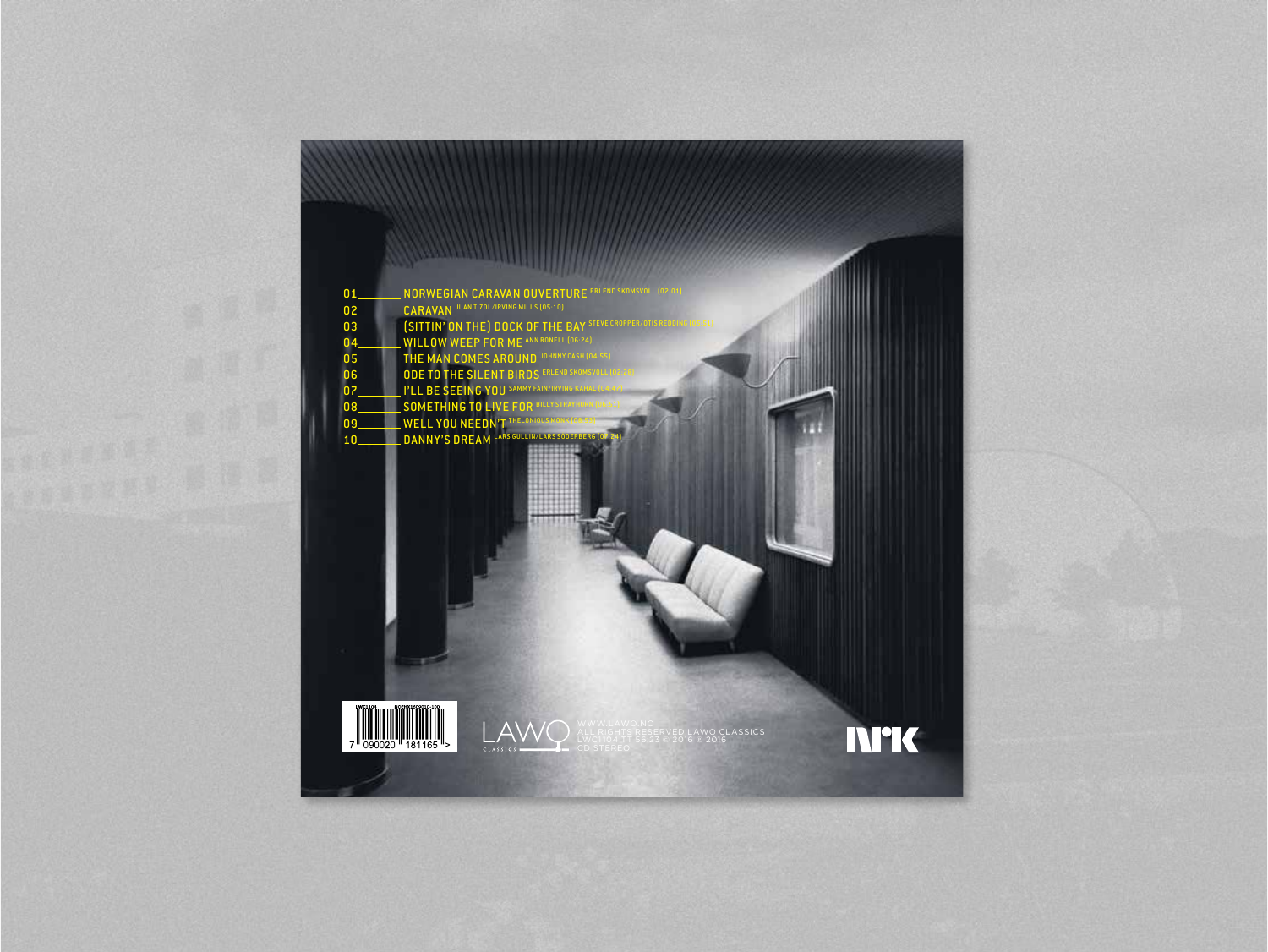01 NORWEGIAN CARAVAN OUVERTURE ERLEND SKOMSVOLL (02:01)

02 CARAVAN JUAN TIZOL/IRVING MILLS (05:10)

03 (SITTIN' ON THE) DOCK OF THE BAY STEVE CROPPER/OTIS REDDING (05:58)

04 WILLOW WEEP FOR ME ANN RONELL (06:24)

05 THE MAN COMES AROUND JOHNNY CASH (04:55)

06 ODE TO THE SILENT BIRDS ERLEND SKOMSVOLL (02:26)

07 I'LL BE SEEING YOU SAMMY FAIN/IRVING KAHAL (04:47)

08 SOMETHING TO LIVE FOR BILLY STRAYHORN (06:13)

09 WELL YOU NEEDN'T THELONIOUS MONK (07:51)

10 DANNY'S DREAM LARS GULLIN/LARS SÖDERBERG (02:24)

LWC1104 NOEHK1609010-100

7 090020 181165 >

LAWO CLASSICS

WWW.LAWO.NO
ALL RIGHTS RESERVED LAWO CLASSICS
LWC1104 TT 56:23 © 2016 ℗ 2016
CD STEREO

NRK